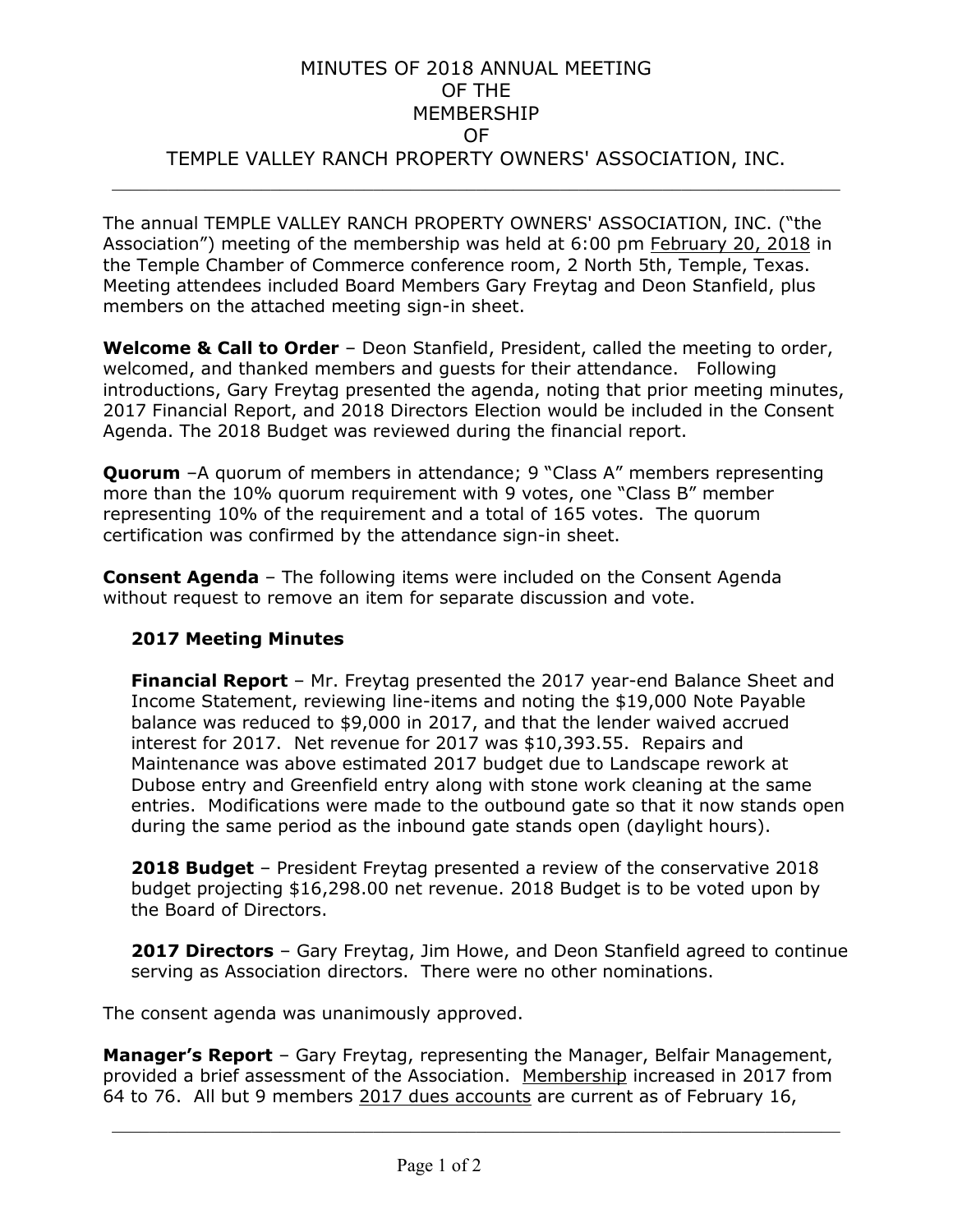# MINUTES OF 2018 ANNUAL MEETING OF THE MEMBERSHIP OF TEMPLE VALLEY RANCH PROPERTY OWNERS' ASSOCIATION, INC.

---

The annual TEMPLE VALLEY RANCH PROPERTY OWNERS' ASSOCIATION, INC. ("the Association") meeting of the membership was held at 6:00 pm February 20, 2018 in the Temple Chamber of Commerce conference room, 2 North 5th, Temple, Texas. Meeting attendees included Board Members Gary Freytag and Deon Stanfield, plus members on the attached meeting sign-in sheet.

**Welcome & Call to Order** – Deon Stanfield, President, called the meeting to order, welcomed, and thanked members and guests for their attendance. Following introductions, Gary Freytag presented the agenda, noting that prior meeting minutes, 2017 Financial Report, and 2018 Directors Election would be included in the Consent Agenda. The 2018 Budget was reviewed during the financial report.

**Quorum** –A quorum of members in attendance; 9 "Class A" members representing more than the 10% quorum requirement with 9 votes, one "Class B" member representing 10% of the requirement and a total of 165 votes. The quorum certification was confirmed by the attendance sign-in sheet.

**Consent Agenda** – The following items were included on the Consent Agenda without request to remove an item for separate discussion and vote.

**2017 Meeting Minutes**

**Financial Report** – Mr. Freytag presented the 2017 year-end Balance Sheet and Income Statement, reviewing line-items and noting the $19,000 Note Payable balance was reduced to $9,000 in 2017, and that the lender waived accrued interest for 2017. Net revenue for 2017 was $10,393.55. Repairs and Maintenance was above estimated 2017 budget due to Landscape rework at Dubose entry and Greenfield entry along with stone work cleaning at the same entries. Modifications were made to the outbound gate so that it now stands open during the same period as the inbound gate stands open (daylight hours).

**2018 Budget** – President Freytag presented a review of the conservative 2018 budget projecting $16,298.00 net revenue. 2018 Budget is to be voted upon by the Board of Directors.

**2017 Directors** – Gary Freytag, Jim Howe, and Deon Stanfield agreed to continue serving as Association directors. There were no other nominations.

The consent agenda was unanimously approved.

**Manager's Report** – Gary Freytag, representing the Manager, Belfair Management, provided a brief assessment of the Association. Membership increased in 2017 from 64 to 76. All but 9 members 2017 dues accounts are current as of February 16,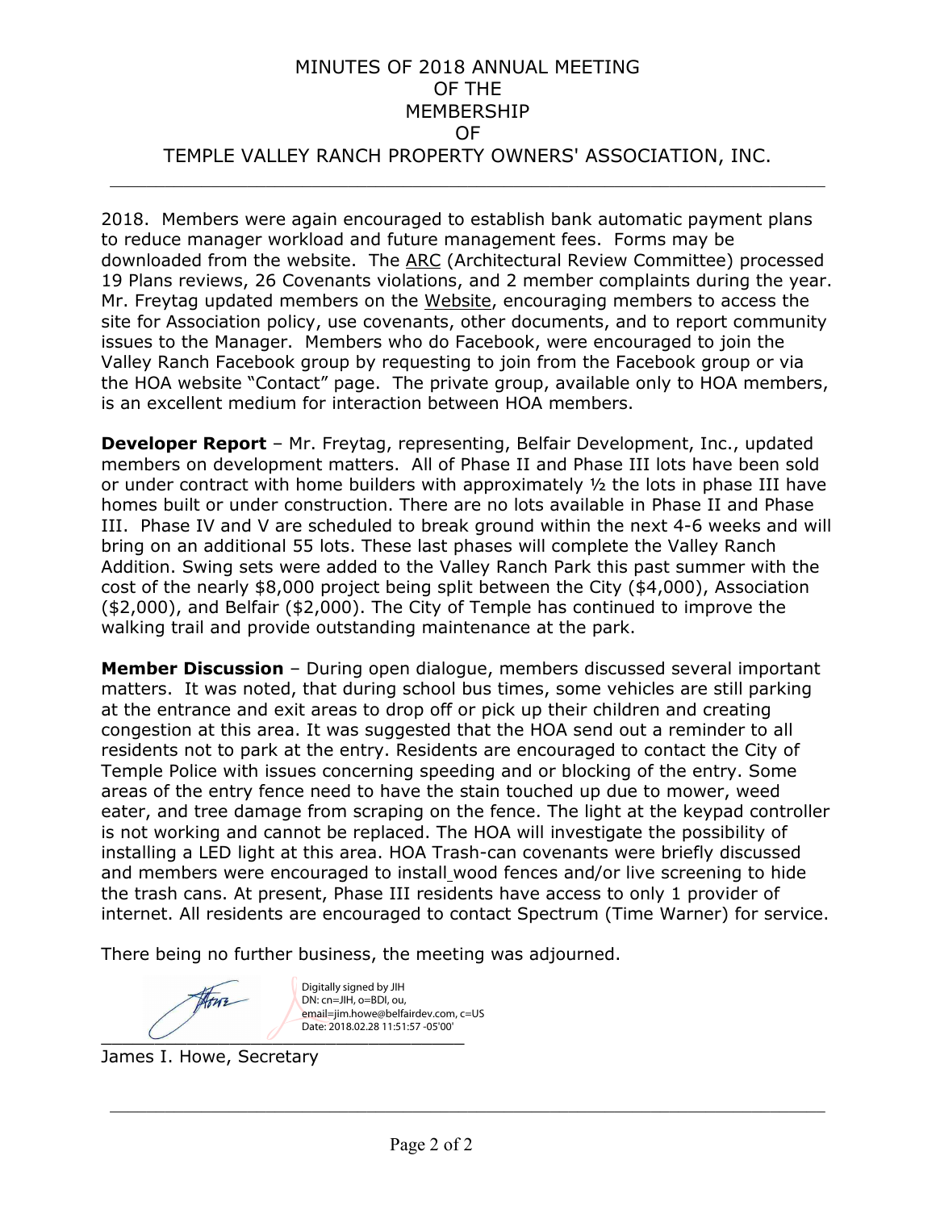MINUTES OF 2018 ANNUAL MEETING
OF THE
MEMBERSHIP
OF
TEMPLE VALLEY RANCH PROPERTY OWNERS' ASSOCIATION, INC.

---

2018. Members were again encouraged to establish bank automatic payment plans to reduce manager workload and future management fees. Forms may be downloaded from the website. The ARC (Architectural Review Committee) processed 19 Plans reviews, 26 Covenants violations, and 2 member complaints during the year. Mr. Freytag updated members on the Website, encouraging members to access the site for Association policy, use covenants, other documents, and to report community issues to the Manager. Members who do Facebook, were encouraged to join the Valley Ranch Facebook group by requesting to join from the Facebook group or via the HOA website "Contact" page. The private group, available only to HOA members, is an excellent medium for interaction between HOA members.

**Developer Report** – Mr. Freytag, representing, Belfair Development, Inc., updated members on development matters. All of Phase II and Phase III lots have been sold or under contract with home builders with approximately ½ the lots in phase III have homes built or under construction. There are no lots available in Phase II and Phase III. Phase IV and V are scheduled to break ground within the next 4-6 weeks and will bring on an additional 55 lots. These last phases will complete the Valley Ranch Addition. Swing sets were added to the Valley Ranch Park this past summer with the cost of the nearly $8,000 project being split between the City ($4,000), Association ($2,000), and Belfair ($2,000). The City of Temple has continued to improve the walking trail and provide outstanding maintenance at the park.

**Member Discussion** – During open dialogue, members discussed several important matters. It was noted, that during school bus times, some vehicles are still parking at the entrance and exit areas to drop off or pick up their children and creating congestion at this area. It was suggested that the HOA send out a reminder to all residents not to park at the entry. Residents are encouraged to contact the City of Temple Police with issues concerning speeding and or blocking of the entry. Some areas of the entry fence need to have the stain touched up due to mower, weed eater, and tree damage from scraping on the fence. The light at the keypad controller is not working and cannot be replaced. The HOA will investigate the possibility of installing a LED light at this area. HOA Trash-can covenants were briefly discussed and members were encouraged to install wood fences and/or live screening to hide the trash cans. At present, Phase III residents have access to only 1 provider of internet. All residents are encouraged to contact Spectrum (Time Warner) for service.

There being no further business, the meeting was adjourned.

Digitally signed by JIH
DN: cn=JIH, o=BDI, ou,
email=jim.howe@belfairdev.com, c=US
Date: 2018.02.28 11:51:57 -05'00'

James I. Howe, Secretary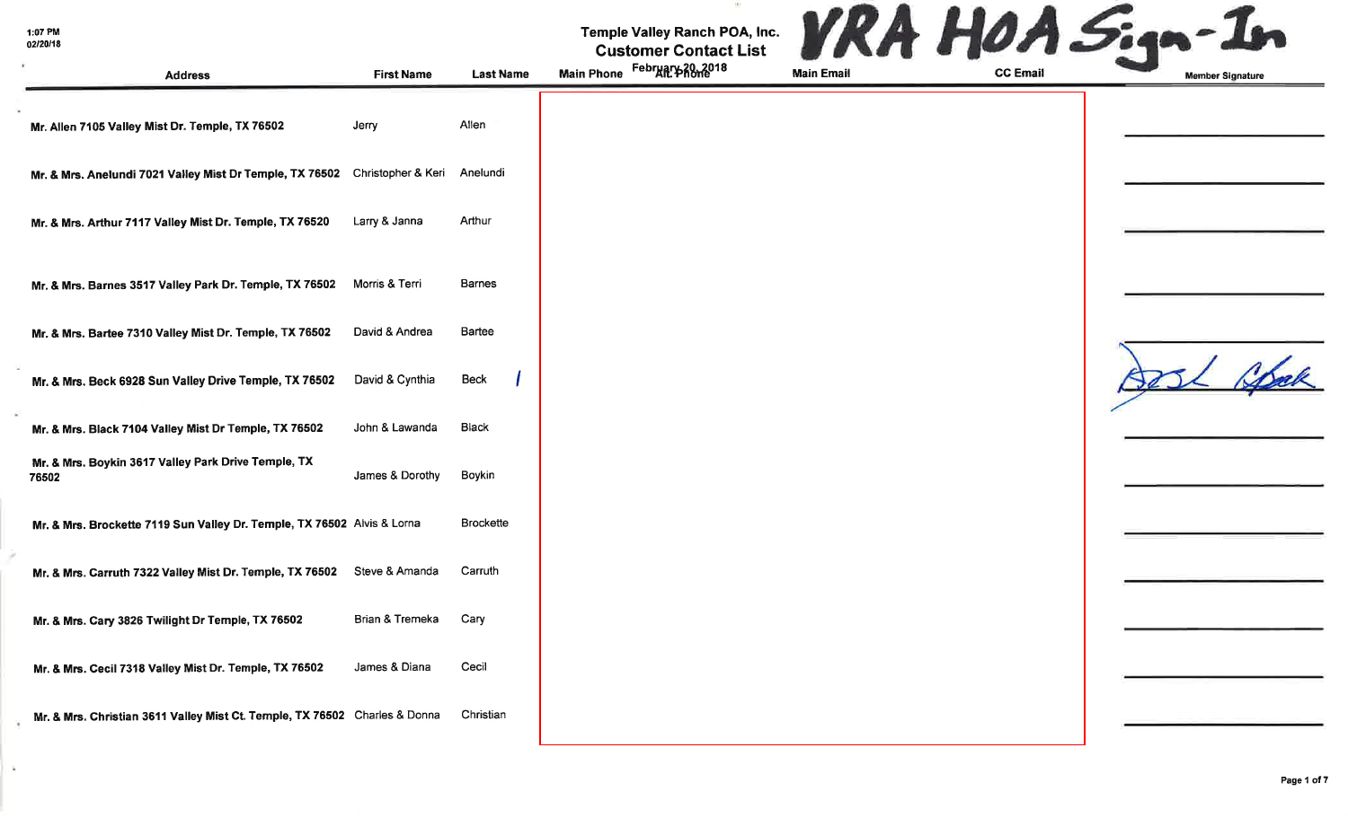1:07 PM
02/20/18

# Temple Valley Ranch POA, Inc.
## Customer Contact List
February 20, 2018

**VRA HOA Sign-In**

| Address | First Name | Last Name | Main Phone | Alt. Phone | Main Email | CC Email | Member Signature |
|---|---|---|---|---|---|---|---|
| Mr. Allen 7105 Valley Mist Dr. Temple, TX 76502 | Jerry | Allen | | | | | |
| Mr. & Mrs. Anelundi 7021 Valley Mist Dr Temple, TX 76502 | Christopher & Keri | Anelundi | | | | | |
| Mr. & Mrs. Arthur 7117 Valley Mist Dr. Temple, TX 76520 | Larry & Janna | Arthur | | | | | |
| Mr. & Mrs. Barnes 3517 Valley Park Dr. Temple, TX 76502 | Morris & Terri | Barnes | | | | | |
| Mr. & Mrs. Bartee 7310 Valley Mist Dr. Temple, TX 76502 | David & Andrea | Bartee | | | | | |
| Mr. & Mrs. Beck 6928 Sun Valley Drive Temple, TX 76502 | David & Cynthia | Beck | | | | | [signature] |
| Mr. & Mrs. Black 7104 Valley Mist Dr Temple, TX 76502 | John & Lawanda | Black | | | | | |
| Mr. & Mrs. Boykin 3617 Valley Park Drive Temple, TX 76502 | James & Dorothy | Boykin | | | | | |
| Mr. & Mrs. Brockette 7119 Sun Valley Dr. Temple, TX 76502 | Alvis & Lorna | Brockette | | | | | |
| Mr. & Mrs. Carruth 7322 Valley Mist Dr. Temple, TX 76502 | Steve & Amanda | Carruth | | | | | |
| Mr. & Mrs. Cary 3826 Twilight Dr Temple, TX 76502 | Brian & Tremeka | Cary | | | | | |
| Mr. & Mrs. Cecil 7318 Valley Mist Dr. Temple, TX 76502 | James & Diana | Cecil | | | | | |
| Mr. & Mrs. Christian 3611 Valley Mist Ct. Temple, TX 76502 | Charles & Donna | Christian | | | | | |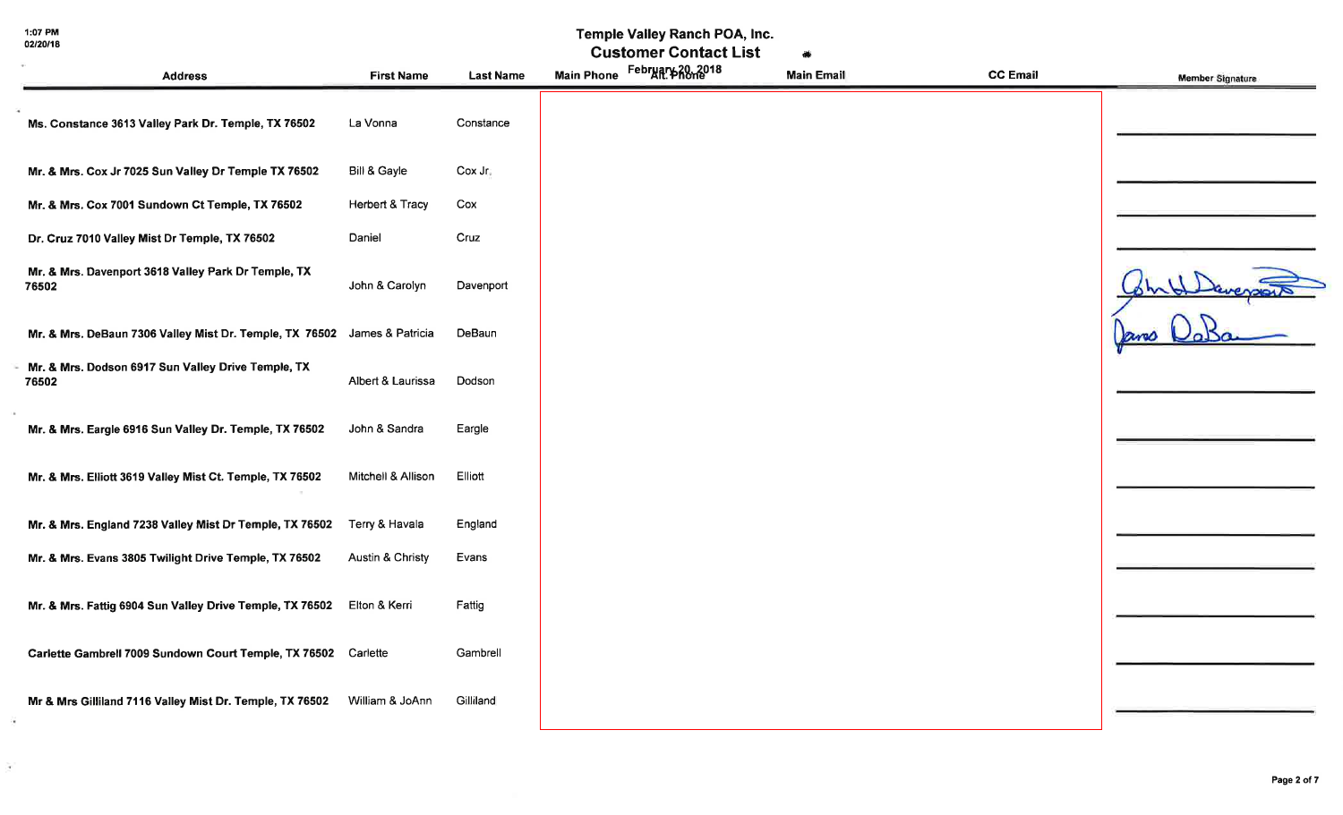1:07 PM
02/20/18

# Temple Valley Ranch POA, Inc.
## Customer Contact List
February 20, 2018

| Address | First Name | Last Name | Main Phone | Alt. Phone | Main Email | CC Email | Member Signature |
|---|---|---|---|---|---|---|---|
| Ms. Constance 3613 Valley Park Dr. Temple, TX 76502 | La Vonna | Constance | | | | | |
| Mr. & Mrs. Cox Jr 7025 Sun Valley Dr Temple TX 76502 | Bill & Gayle | Cox Jr. | | | | | |
| Mr. & Mrs. Cox 7001 Sundown Ct Temple, TX 76502 | Herbert & Tracy | Cox | | | | | |
| Dr. Cruz 7010 Valley Mist Dr Temple, TX 76502 | Daniel | Cruz | | | | | |
| Mr. & Mrs. Davenport 3618 Valley Park Dr Temple, TX 76502 | John & Carolyn | Davenport | | | | | John W Davenport |
| Mr. & Mrs. DeBaun 7306 Valley Mist Dr. Temple, TX 76502 | James & Patricia | DeBaun | | | | | James DeBaun |
| Mr. & Mrs. Dodson 6917 Sun Valley Drive Temple, TX 76502 | Albert & Laurissa | Dodson | | | | | |
| Mr. & Mrs. Eargle 6916 Sun Valley Dr. Temple, TX 76502 | John & Sandra | Eargle | | | | | |
| Mr. & Mrs. Elliott 3619 Valley Mist Ct. Temple, TX 76502 | Mitchell & Allison | Elliott | | | | | |
| Mr. & Mrs. England 7238 Valley Mist Dr Temple, TX 76502 | Terry & Havala | England | | | | | |
| Mr. & Mrs. Evans 3805 Twilight Drive Temple, TX 76502 | Austin & Christy | Evans | | | | | |
| Mr. & Mrs. Fattig 6904 Sun Valley Drive Temple, TX 76502 | Elton & Kerri | Fattig | | | | | |
| Carlette Gambrell 7009 Sundown Court Temple, TX 76502 | Carlette | Gambrell | | | | | |
| Mr & Mrs Gilliland 7116 Valley Mist Dr. Temple, TX 76502 | William & JoAnn | Gilliland | | | | | |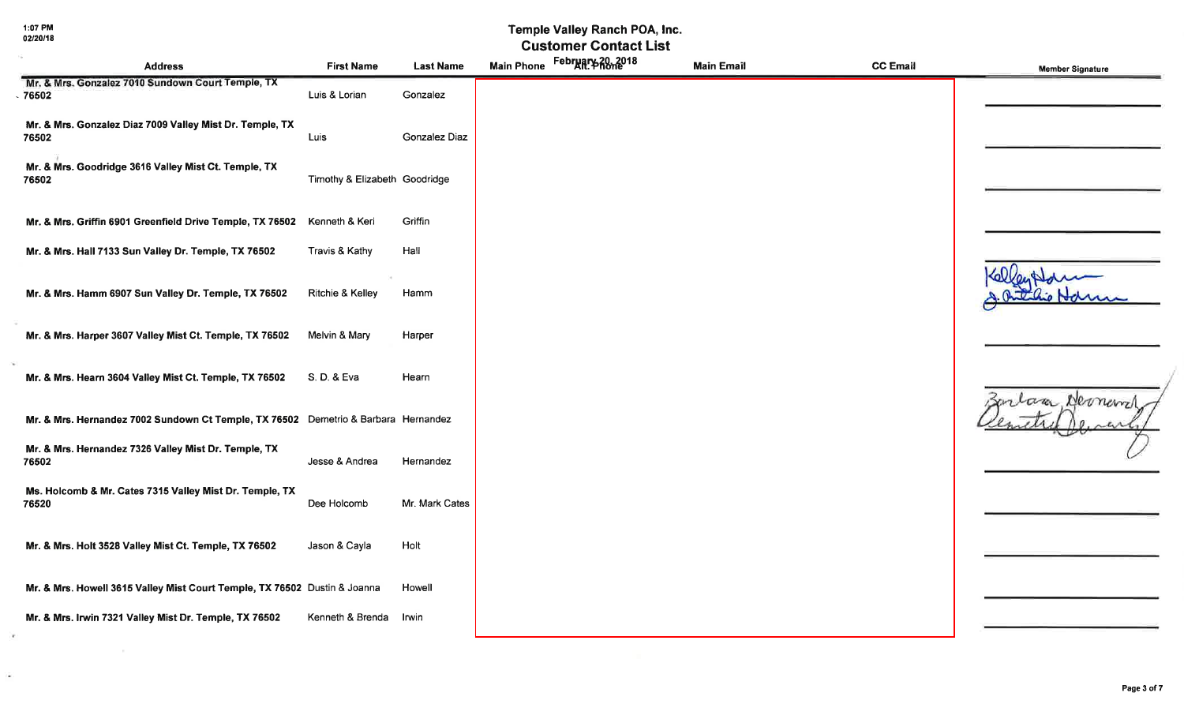# Temple Valley Ranch POA, Inc.

## Customer Contact List

February 20, 2018

| Address | First Name | Last Name | Main Phone | Alt. Phone | Main Email | CC Email | Member Signature |
|---|---|---|---|---|---|---|---|
| Mr. & Mrs. Gonzalez 7010 Sundown Court Temple, TX 76502 | Luis & Lorian | Gonzalez | | | | | |
| Mr. & Mrs. Gonzalez Diaz 7009 Valley Mist Dr. Temple, TX 76502 | Luis | Gonzalez Diaz | | | | | |
| Mr. & Mrs. Goodridge 3616 Valley Mist Ct. Temple, TX 76502 | Timothy & Elizabeth | Goodridge | | | | | |
| Mr. & Mrs. Griffin 6901 Greenfield Drive Temple, TX 76502 | Kenneth & Keri | Griffin | | | | | |
| Mr. & Mrs. Hall 7133 Sun Valley Dr. Temple, TX 76502 | Travis & Kathy | Hall | | | | | |
| Mr. & Mrs. Hamm 6907 Sun Valley Dr. Temple, TX 76502 | Ritchie & Kelley | Hamm | | | | | Kelley Hamm / J. Ritchie Hamm |
| Mr. & Mrs. Harper 3607 Valley Mist Ct. Temple, TX 76502 | Melvin & Mary | Harper | | | | | |
| Mr. & Mrs. Hearn 3604 Valley Mist Ct. Temple, TX 76502 | S. D. & Eva | Hearn | | | | | |
| Mr. & Mrs. Hernandez 7002 Sundown Ct Temple, TX 76502 | Demetrio & Barbara | Hernandez | | | | | Barbara Hernandez / Demetrio Hernandez |
| Mr. & Mrs. Hernandez 7326 Valley Mist Dr. Temple, TX 76502 | Jesse & Andrea | Hernandez | | | | | |
| Ms. Holcomb & Mr. Cates 7315 Valley Mist Dr. Temple, TX 76520 | Dee Holcomb | Mr. Mark Cates | | | | | |
| Mr. & Mrs. Holt 3528 Valley Mist Ct. Temple, TX 76502 | Jason & Cayla | Holt | | | | | |
| Mr. & Mrs. Howell 3615 Valley Mist Court Temple, TX 76502 | Dustin & Joanna | Howell | | | | | |
| Mr. & Mrs. Irwin 7321 Valley Mist Dr. Temple, TX 76502 | Kenneth & Brenda | Irwin | | | | | |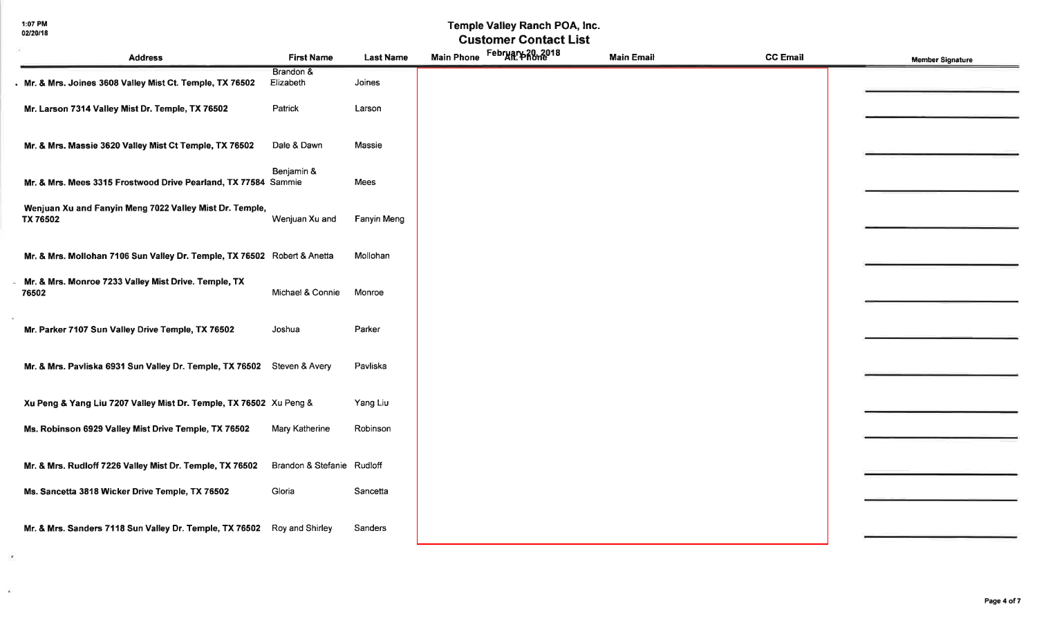# Temple Valley Ranch POA, Inc.

## Customer Contact List

February 20, 2018

1:07 PM
02/20/18

| Address | First Name | Last Name | Main Phone | Alt. Phone | Main Email | CC Email | Member Signature |
|---|---|---|---|---|---|---|---|
| Mr. & Mrs. Joines 3608 Valley Mist Ct. Temple, TX 76502 | Brandon & Elizabeth | Joines | | | | | |
| Mr. Larson 7314 Valley Mist Dr. Temple, TX 76502 | Patrick | Larson | | | | | |
| Mr. & Mrs. Massie 3620 Valley Mist Ct Temple, TX 76502 | Dale & Dawn | Massie | | | | | |
| Mr. & Mrs. Mees 3315 Frostwood Drive Pearland, TX 77584 | Benjamin & Sammie | Mees | | | | | |
| Wenjuan Xu and Fanyin Meng 7022 Valley Mist Dr. Temple, TX 76502 | Wenjuan Xu and | Fanyin Meng | | | | | |
| Mr. & Mrs. Mollohan 7106 Sun Valley Dr. Temple, TX 76502 | Robert & Anetta | Mollohan | | | | | |
| Mr. & Mrs. Monroe 7233 Valley Mist Drive. Temple, TX 76502 | Michael & Connie | Monroe | | | | | |
| Mr. Parker 7107 Sun Valley Drive Temple, TX 76502 | Joshua | Parker | | | | | |
| Mr. & Mrs. Pavliska 6931 Sun Valley Dr. Temple, TX 76502 | Steven & Avery | Pavliska | | | | | |
| Xu Peng & Yang Liu 7207 Valley Mist Dr. Temple, TX 76502 | Xu Peng & | Yang Liu | | | | | |
| Ms. Robinson 6929 Valley Mist Drive Temple, TX 76502 | Mary Katherine | Robinson | | | | | |
| Mr. & Mrs. Rudloff 7226 Valley Mist Dr. Temple, TX 76502 | Brandon & Stefanie | Rudloff | | | | | |
| Ms. Sancetta 3818 Wicker Drive Temple, TX 76502 | Gloria | Sancetta | | | | | |
| Mr. & Mrs. Sanders 7118 Sun Valley Dr. Temple, TX 76502 | Roy and Shirley | Sanders | | | | | |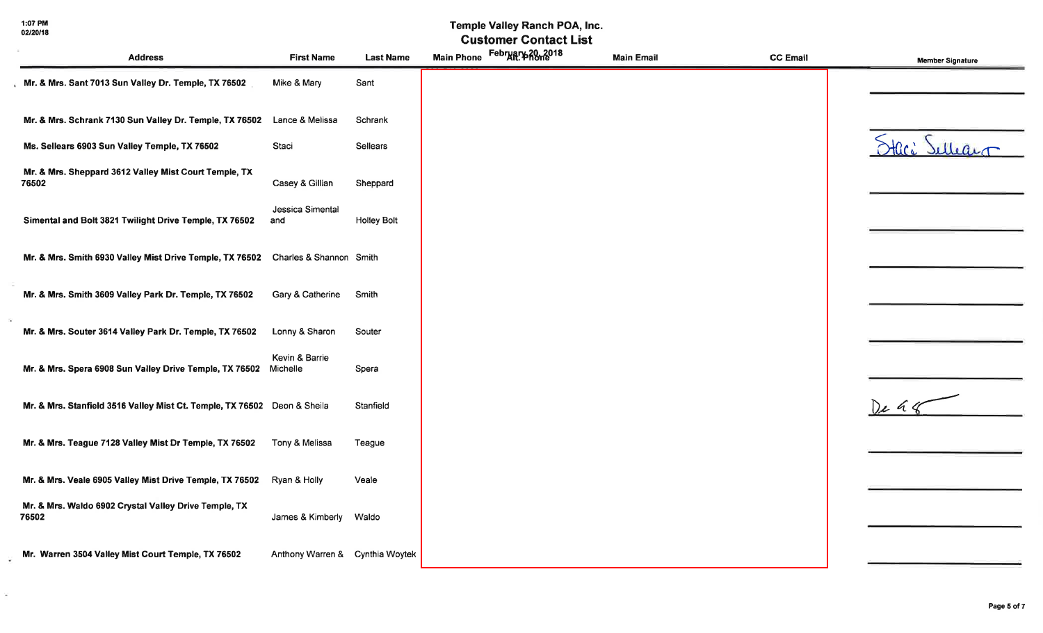# Temple Valley Ranch POA, Inc.

## Customer Contact List

February 20, 2018

| Address | First Name | Last Name | Main Phone | Alt. Phone | Main Email | CC Email | Member Signature |
|---|---|---|---|---|---|---|---|
| Mr. & Mrs. Sant 7013 Sun Valley Dr. Temple, TX 76502 | Mike & Mary | Sant | | | | | |
| Mr. & Mrs. Schrank 7130 Sun Valley Dr. Temple, TX 76502 | Lance & Melissa | Schrank | | | | | |
| Ms. Sellears 6903 Sun Valley Temple, TX 76502 | Staci | Sellears | | | | | Staci Sellears |
| Mr. & Mrs. Sheppard 3612 Valley Mist Court Temple, TX 76502 | Casey & Gillian | Sheppard | | | | | |
| Simental and Bolt 3821 Twilight Drive Temple, TX 76502 | Jessica Simental and | Holley Bolt | | | | | |
| Mr. & Mrs. Smith 6930 Valley Mist Drive Temple, TX 76502 | Charles & Shannon | Smith | | | | | |
| Mr. & Mrs. Smith 3609 Valley Park Dr. Temple, TX 76502 | Gary & Catherine | Smith | | | | | |
| Mr. & Mrs. Souter 3614 Valley Park Dr. Temple, TX 76502 | Lonny & Sharon | Souter | | | | | |
| Mr. & Mrs. Spera 6908 Sun Valley Drive Temple, TX 76502 | Kevin & Barrie Michelle | Spera | | | | | |
| Mr. & Mrs. Stanfield 3516 Valley Mist Ct. Temple, TX 76502 | Deon & Sheila | Stanfield | | | | | De ___ |
| Mr. & Mrs. Teague 7128 Valley Mist Dr Temple, TX 76502 | Tony & Melissa | Teague | | | | | |
| Mr. & Mrs. Veale 6905 Valley Mist Drive Temple, TX 76502 | Ryan & Holly | Veale | | | | | |
| Mr. & Mrs. Waldo 6902 Crystal Valley Drive Temple, TX 76502 | James & Kimberly | Waldo | | | | | |
| Mr. Warren 3504 Valley Mist Court Temple, TX 76502 | Anthony Warren & | Cynthia Woytek | | | | | |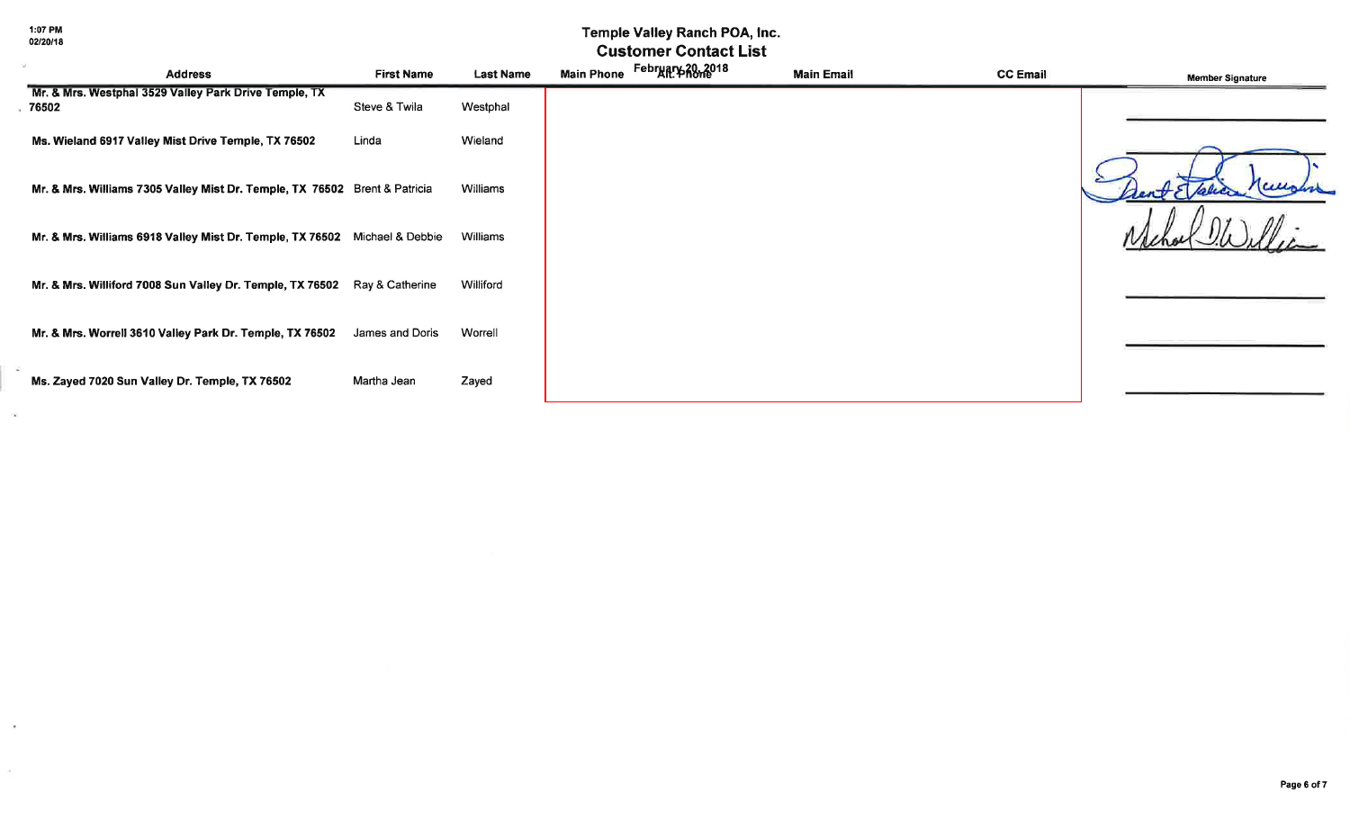# Temple Valley Ranch POA, Inc.

## Customer Contact List

February 20, 2018

| Address | First Name | Last Name | Main Phone | Alt. Phone | Main Email | CC Email | Member Signature |
|---|---|---|---|---|---|---|---|
| Mr. & Mrs. Westphal 3529 Valley Park Drive Temple, TX 76502 | Steve & Twila | Westphal | | | | | |
| Ms. Wieland 6917 Valley Mist Drive Temple, TX 76502 | Linda | Wieland | | | | | |
| Mr. & Mrs. Williams 7305 Valley Mist Dr. Temple, TX 76502 | Brent & Patricia | Williams | | | | | Brent & Patricia Williams |
| Mr. & Mrs. Williams 6918 Valley Mist Dr. Temple, TX 76502 | Michael & Debbie | Williams | | | | | Michael D. Williams |
| Mr. & Mrs. Williford 7008 Sun Valley Dr. Temple, TX 76502 | Ray & Catherine | Williford | | | | | |
| Mr. & Mrs. Worrell 3610 Valley Park Dr. Temple, TX 76502 | James and Doris | Worrell | | | | | |
| Ms. Zayed 7020 Sun Valley Dr. Temple, TX 76502 | Martha Jean | Zayed | | | | | |